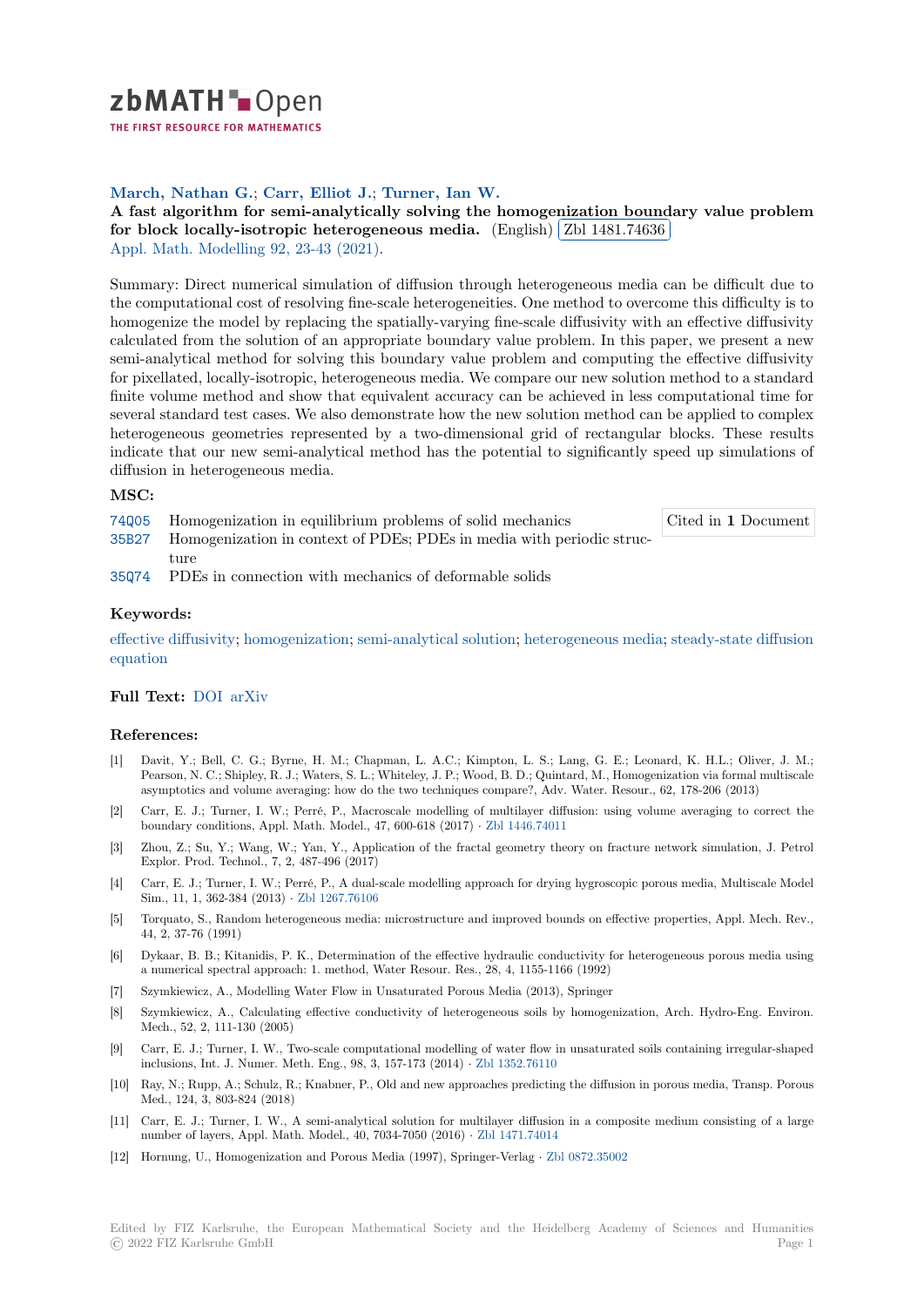zbMATH Open

THE FIRST RESOURCE FOR MATHEMATICS

**March, Nathan G.; Carr, Elliot J.; Turner, Ian W.**

**A fast algorithm for semi-analytically solving the homogenization boundary value problem for block locally-isotropic heterogeneous media.** (English) Zbl 1481.74636

Appl. Math. Modelling 92, 23-43 (2021).

Summary: Direct numerical simulation of diffusion through heterogeneous media can be difficult due to the computational cost of resolving fine-scale heterogeneities. One method to overcome this difficulty is to homogenize the model by replacing the spatially-varying fine-scale diffusivity with an effective diffusivity calculated from the solution of an appropriate boundary value problem. In this paper, we present a new semi-analytical method for solving this boundary value problem and computing the effective diffusivity for pixellated, locally-isotropic, heterogeneous media. We compare our new solution method to a standard finite volume method and show that equivalent accuracy can be achieved in less computational time for several standard test cases. We also demonstrate how the new solution method can be applied to complex heterogeneous geometries represented by a two-dimensional grid of rectangular blocks. These results indicate that our new semi-analytical method has the potential to significantly speed up simulations of diffusion in heterogeneous media.

## MSC:

74Q05 Homogenization in equilibrium problems of solid mechanics

35B27 Homogenization in context of PDEs; PDEs in media with periodic structure

35Q74 PDEs in connection with mechanics of deformable solids

Cited in **1** Document

## Keywords:

effective diffusivity; homogenization; semi-analytical solution; heterogeneous media; steady-state diffusion equation

## Full Text: DOI arXiv

## References:

[1] Davit, Y.; Bell, C. G.; Byrne, H. M.; Chapman, L. A.C.; Kimpton, L. S.; Lang, G. E.; Leonard, K. H.L.; Oliver, J. M.; Pearson, N. C.; Shipley, R. J.; Waters, S. L.; Whiteley, J. P.; Wood, B. D.; Quintard, M., Homogenization via formal multiscale asymptotics and volume averaging: how do the two techniques compare?, Adv. Water. Resour., 62, 178-206 (2013)

[2] Carr, E. J.; Turner, I. W.; Perré, P., Macroscale modelling of multilayer diffusion: using volume averaging to correct the boundary conditions, Appl. Math. Model., 47, 600-618 (2017) · Zbl 1446.74011

[3] Zhou, Z.; Su, Y.; Wang, W.; Yan, Y., Application of the fractal geometry theory on fracture network simulation, J. Petrol Explor. Prod. Technol., 7, 2, 487-496 (2017)

[4] Carr, E. J.; Turner, I. W.; Perré, P., A dual-scale modelling approach for drying hygroscopic porous media, Multiscale Model Sim., 11, 1, 362-384 (2013) · Zbl 1267.76106

[5] Torquato, S., Random heterogeneous media: microstructure and improved bounds on effective properties, Appl. Mech. Rev., 44, 2, 37-76 (1991)

[6] Dykaar, B. B.; Kitanidis, P. K., Determination of the effective hydraulic conductivity for heterogeneous porous media using a numerical spectral approach: 1. method, Water Resour. Res., 28, 4, 1155-1166 (1992)

[7] Szymkiewicz, A., Modelling Water Flow in Unsaturated Porous Media (2013), Springer

[8] Szymkiewicz, A., Calculating effective conductivity of heterogeneous soils by homogenization, Arch. Hydro-Eng. Environ. Mech., 52, 2, 111-130 (2005)

[9] Carr, E. J.; Turner, I. W., Two-scale computational modelling of water flow in unsaturated soils containing irregular-shaped inclusions, Int. J. Numer. Meth. Eng., 98, 3, 157-173 (2014) · Zbl 1352.76110

[10] Ray, N.; Rupp, A.; Schulz, R.; Knabner, P., Old and new approaches predicting the diffusion in porous media, Transp. Porous Med., 124, 3, 803-824 (2018)

[11] Carr, E. J.; Turner, I. W., A semi-analytical solution for multilayer diffusion in a composite medium consisting of a large number of layers, Appl. Math. Model., 40, 7034-7050 (2016) · Zbl 1471.74014

[12] Hornung, U., Homogenization and Porous Media (1997), Springer-Verlag · Zbl 0872.35002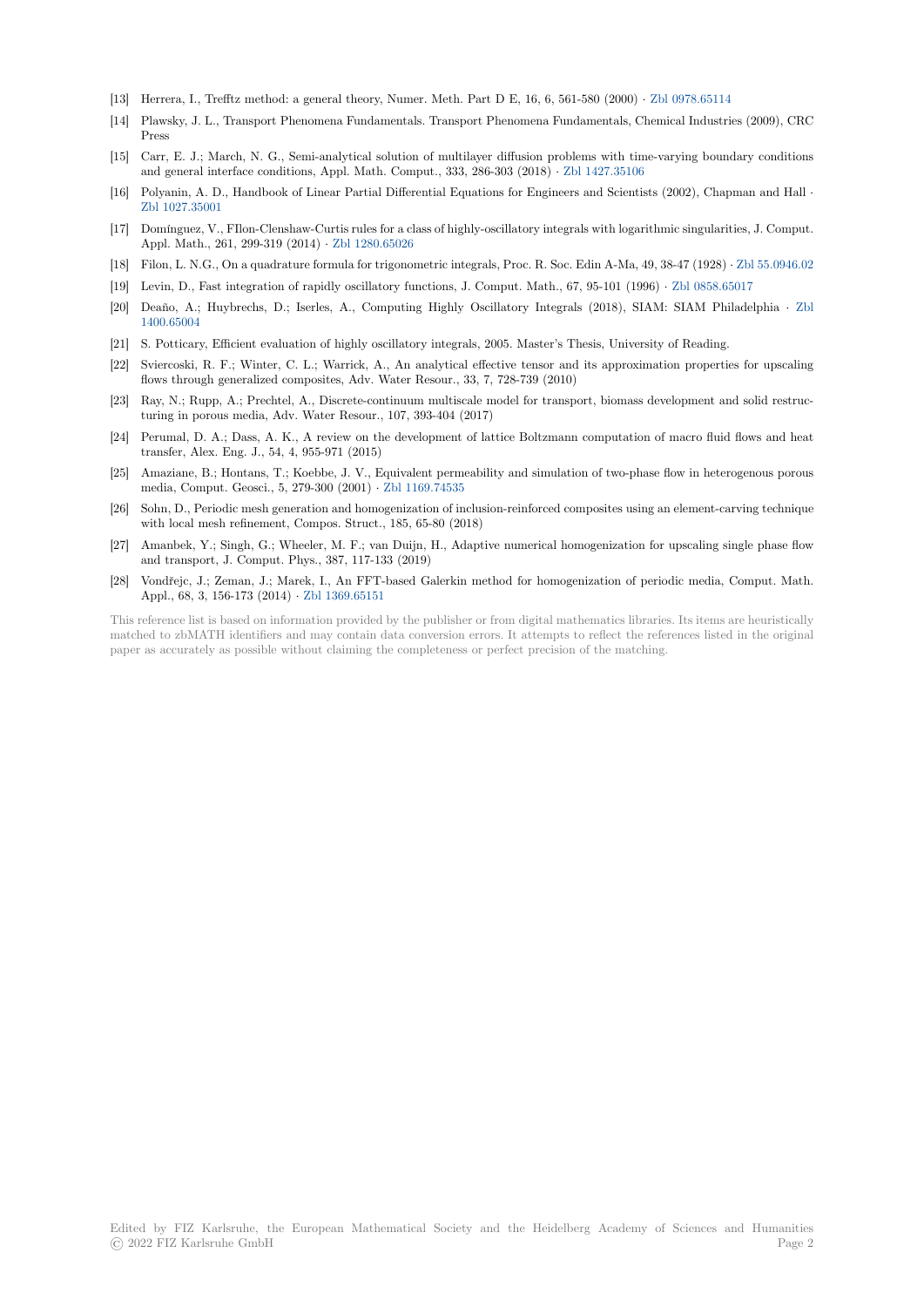[13] Herrera, I., Trefftz method: a general theory, Numer. Meth. Part D E, 16, 6, 561-580 (2000) · Zbl 0978.65114

[14] Plawsky, J. L., Transport Phenomena Fundamentals. Transport Phenomena Fundamentals, Chemical Industries (2009), CRC Press

[15] Carr, E. J.; March, N. G., Semi-analytical solution of multilayer diffusion problems with time-varying boundary conditions and general interface conditions, Appl. Math. Comput., 333, 286-303 (2018) · Zbl 1427.35106

[16] Polyanin, A. D., Handbook of Linear Partial Differential Equations for Engineers and Scientists (2002), Chapman and Hall · Zbl 1027.35001

[17] Domínguez, V., FIlon-Clenshaw-Curtis rules for a class of highly-oscillatory integrals with logarithmic singularities, J. Comput. Appl. Math., 261, 299-319 (2014) · Zbl 1280.65026

[18] Filon, L. N.G., On a quadrature formula for trigonometric integrals, Proc. R. Soc. Edin A-Ma, 49, 38-47 (1928) · Zbl 55.0946.02

[19] Levin, D., Fast integration of rapidly oscillatory functions, J. Comput. Math., 67, 95-101 (1996) · Zbl 0858.65017

[20] Deaño, A.; Huybrechs, D.; Iserles, A., Computing Highly Oscillatory Integrals (2018), SIAM: SIAM Philadelphia · Zbl 1400.65004

[21] S. Potticary, Efficient evaluation of highly oscillatory integrals, 2005. Master's Thesis, University of Reading.

[22] Sviercoski, R. F.; Winter, C. L.; Warrick, A., An analytical effective tensor and its approximation properties for upscaling flows through generalized composites, Adv. Water Resour., 33, 7, 728-739 (2010)

[23] Ray, N.; Rupp, A.; Prechtel, A., Discrete-continuum multiscale model for transport, biomass development and solid restructuring in porous media, Adv. Water Resour., 107, 393-404 (2017)

[24] Perumal, D. A.; Dass, A. K., A review on the development of lattice Boltzmann computation of macro fluid flows and heat transfer, Alex. Eng. J., 54, 4, 955-971 (2015)

[25] Amaziane, B.; Hontans, T.; Koebbe, J. V., Equivalent permeability and simulation of two-phase flow in heterogenous porous media, Comput. Geosci., 5, 279-300 (2001) · Zbl 1169.74535

[26] Sohn, D., Periodic mesh generation and homogenization of inclusion-reinforced composites using an element-carving technique with local mesh refinement, Compos. Struct., 185, 65-80 (2018)

[27] Amanbek, Y.; Singh, G.; Wheeler, M. F.; van Duijn, H., Adaptive numerical homogenization for upscaling single phase flow and transport, J. Comput. Phys., 387, 117-133 (2019)

[28] Vondřejc, J.; Zeman, J.; Marek, I., An FFT-based Galerkin method for homogenization of periodic media, Comput. Math. Appl., 68, 3, 156-173 (2014) · Zbl 1369.65151

This reference list is based on information provided by the publisher or from digital mathematics libraries. Its items are heuristically matched to zbMATH identifiers and may contain data conversion errors. It attempts to reflect the references listed in the original paper as accurately as possible without claiming the completeness or perfect precision of the matching.